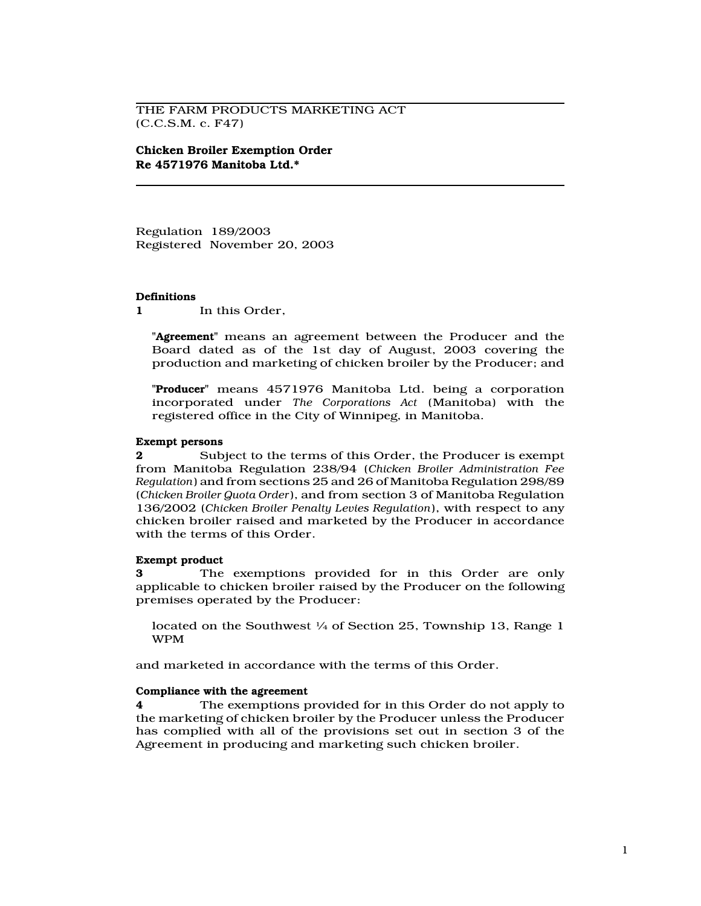THE FARM PRODUCTS MARKETING ACT
(C.C.S.M. c. F47)

**Chicken Broiler Exemption Order**
**Re 4571976 Manitoba Ltd.***

Regulation 189/2003
Registered November 20, 2003

**Definitions**

**1** In this Order,

"**Agreement**" means an agreement between the Producer and the Board dated as of the 1st day of August, 2003 covering the production and marketing of chicken broiler by the Producer; and

"**Producer**" means 4571976 Manitoba Ltd. being a corporation incorporated under *The Corporations Act* (Manitoba) with the registered office in the City of Winnipeg, in Manitoba.

**Exempt persons**

**2** Subject to the terms of this Order, the Producer is exempt from Manitoba Regulation 238/94 (*Chicken Broiler Administration Fee Regulation*) and from sections 25 and 26 of Manitoba Regulation 298/89 (*Chicken Broiler Quota Order*), and from section 3 of Manitoba Regulation 136/2002 (*Chicken Broiler Penalty Levies Regulation*), with respect to any chicken broiler raised and marketed by the Producer in accordance with the terms of this Order.

**Exempt product**

**3** The exemptions provided for in this Order are only applicable to chicken broiler raised by the Producer on the following premises operated by the Producer:

located on the Southwest ¼ of Section 25, Township 13, Range 1 WPM

and marketed in accordance with the terms of this Order.

**Compliance with the agreement**

**4** The exemptions provided for in this Order do not apply to the marketing of chicken broiler by the Producer unless the Producer has complied with all of the provisions set out in section 3 of the Agreement in producing and marketing such chicken broiler.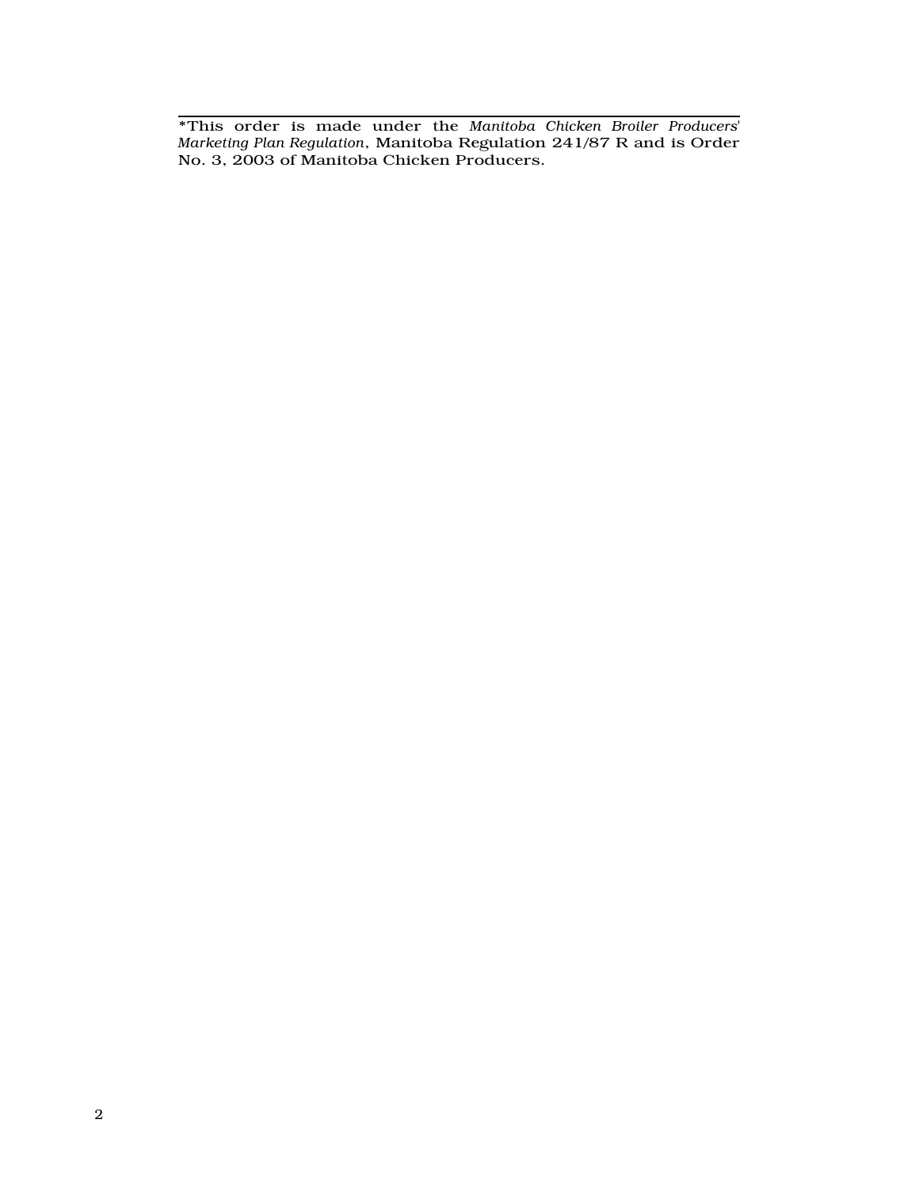---

*This order is made under the *Manitoba Chicken Broiler Producers' Marketing Plan Regulation*, Manitoba Regulation 241/87 R and is Order No. 3, 2003 of Manitoba Chicken Producers.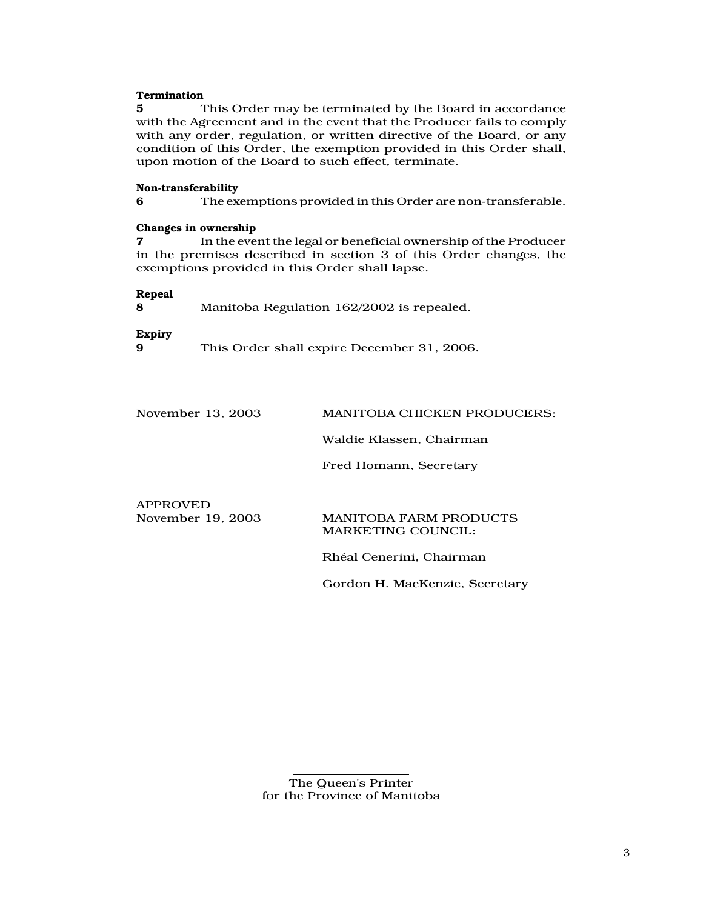**Termination**

**5** This Order may be terminated by the Board in accordance with the Agreement and in the event that the Producer fails to comply with any order, regulation, or written directive of the Board, or any condition of this Order, the exemption provided in this Order shall, upon motion of the Board to such effect, terminate.

**Non-transferability**

**6** The exemptions provided in this Order are non-transferable.

**Changes in ownership**

**7** In the event the legal or beneficial ownership of the Producer in the premises described in section 3 of this Order changes, the exemptions provided in this Order shall lapse.

**Repeal**

**8** Manitoba Regulation 162/2002 is repealed.

**Expiry**

**9** This Order shall expire December 31, 2006.

November 13, 2003

MANITOBA CHICKEN PRODUCERS:

Waldie Klassen, Chairman

Fred Homann, Secretary

APPROVED
November 19, 2003

MANITOBA FARM PRODUCTS MARKETING COUNCIL:

Rhéal Cenerini, Chairman

Gordon H. MacKenzie, Secretary

The Queen's Printer
for the Province of Manitoba